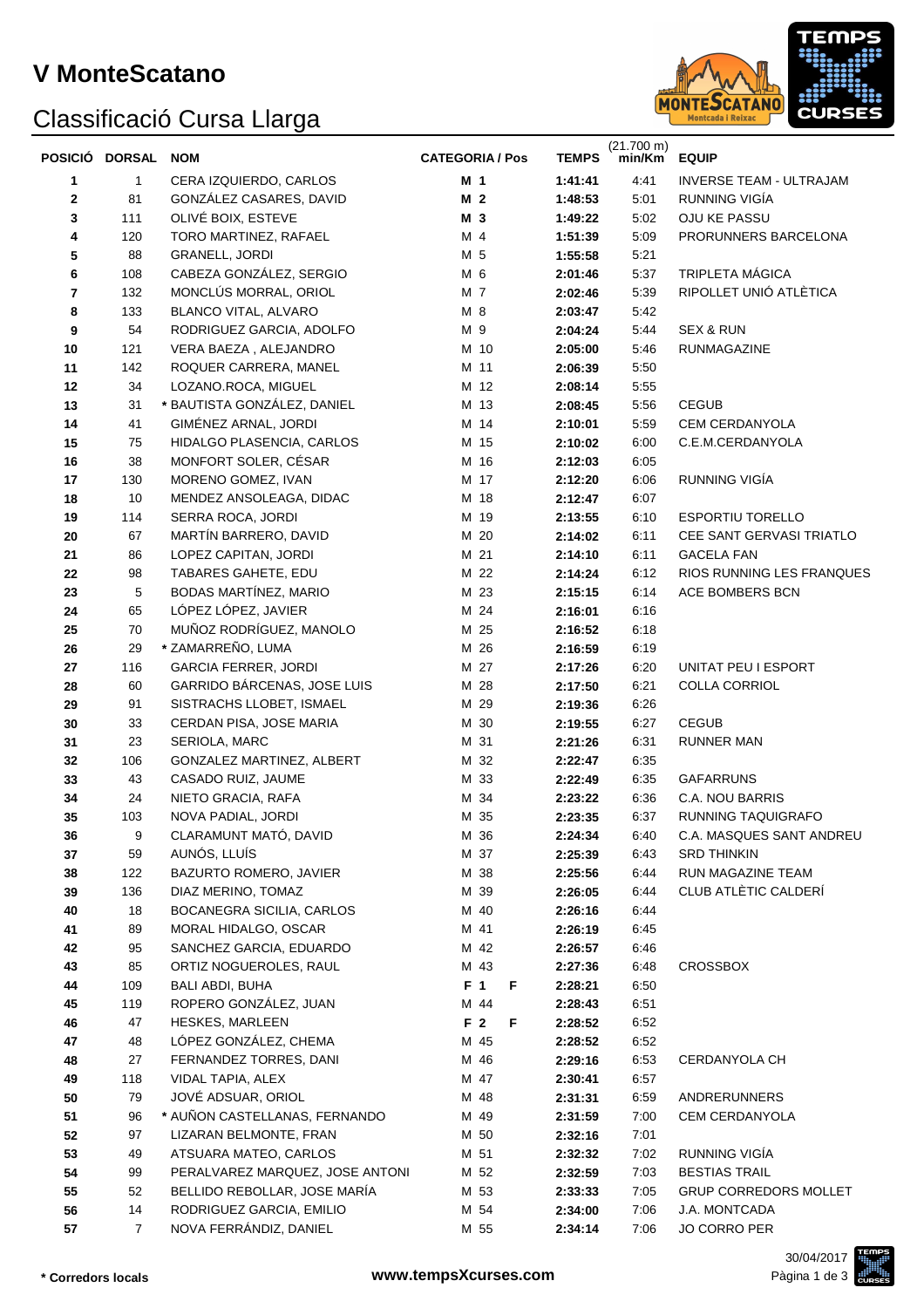# V MonteScatano

## Classificació Cursa Llarga

| POSICIÓ | DORSAL | NOM | CATEGORIA / Pos | | TEMPS | (21.700 m) min/Km | EQUIP |
|---|---|---|---|---|---|---|---|
| 1 | 1 | CERA IZQUIERDO, CARLOS | M 1 | | 1:41:41 | 4:41 | INVERSE TEAM - ULTRAJAM |
| 2 | 81 | GONZÁLEZ CASARES, DAVID | M 2 | | 1:48:53 | 5:01 | RUNNING VIGÍA |
| 3 | 111 | OLIVÉ BOIX, ESTEVE | M 3 | | 1:49:22 | 5:02 | OJU KE PASSU |
| 4 | 120 | TORO MARTINEZ, RAFAEL | M 4 | | 1:51:39 | 5:09 | PRORUNNERS BARCELONA |
| 5 | 88 | GRANELL, JORDI | M 5 | | 1:55:58 | 5:21 | |
| 6 | 108 | CABEZA GONZÁLEZ, SERGIO | M 6 | | 2:01:46 | 5:37 | TRIPLETA MÁGICA |
| 7 | 132 | MONCLÚS MORRAL, ORIOL | M 7 | | 2:02:46 | 5:39 | RIPOLLET UNIÓ ATLÈTICA |
| 8 | 133 | BLANCO VITAL, ALVARO | M 8 | | 2:03:47 | 5:42 | |
| 9 | 54 | RODRIGUEZ GARCIA, ADOLFO | M 9 | | 2:04:24 | 5:44 | SEX & RUN |
| 10 | 121 | VERA BAEZA , ALEJANDRO | M 10 | | 2:05:00 | 5:46 | RUNMAGAZINE |
| 11 | 142 | ROQUER CARRERA, MANEL | M 11 | | 2:06:39 | 5:50 | |
| 12 | 34 | LOZANO.ROCA, MIGUEL | M 12 | | 2:08:14 | 5:55 | |
| 13 | 31 | * BAUTISTA GONZÁLEZ, DANIEL | M 13 | | 2:08:45 | 5:56 | CEGUB |
| 14 | 41 | GIMÉNEZ ARNAL, JORDI | M 14 | | 2:10:01 | 5:59 | CEM CERDANYOLA |
| 15 | 75 | HIDALGO PLASENCIA, CARLOS | M 15 | | 2:10:02 | 6:00 | C.E.M.CERDANYOLA |
| 16 | 38 | MONFORT SOLER, CÉSAR | M 16 | | 2:12:03 | 6:05 | |
| 17 | 130 | MORENO GOMEZ, IVAN | M 17 | | 2:12:20 | 6:06 | RUNNING VIGÍA |
| 18 | 10 | MENDEZ ANSOLEAGA, DIDAC | M 18 | | 2:12:47 | 6:07 | |
| 19 | 114 | SERRA ROCA, JORDI | M 19 | | 2:13:55 | 6:10 | ESPORTIU TORELLO |
| 20 | 67 | MARTÍN BARRERO, DAVID | M 20 | | 2:14:02 | 6:11 | CEE SANT GERVASI TRIATLO |
| 21 | 86 | LOPEZ CAPITAN, JORDI | M 21 | | 2:14:10 | 6:11 | GACELA FAN |
| 22 | 98 | TABARES GAHETE, EDU | M 22 | | 2:14:24 | 6:12 | RIOS RUNNING LES FRANQUES |
| 23 | 5 | BODAS MARTÍNEZ, MARIO | M 23 | | 2:15:15 | 6:14 | ACE BOMBERS BCN |
| 24 | 65 | LÓPEZ LÓPEZ, JAVIER | M 24 | | 2:16:01 | 6:16 | |
| 25 | 70 | MUÑOZ RODRÍGUEZ, MANOLO | M 25 | | 2:16:52 | 6:18 | |
| 26 | 29 | * ZAMARREÑO, LUMA | M 26 | | 2:16:59 | 6:19 | |
| 27 | 116 | GARCIA FERRER, JORDI | M 27 | | 2:17:26 | 6:20 | UNITAT PEU I ESPORT |
| 28 | 60 | GARRIDO BÁRCENAS, JOSE LUIS | M 28 | | 2:17:50 | 6:21 | COLLA CORRIOL |
| 29 | 91 | SISTRACHS LLOBET, ISMAEL | M 29 | | 2:19:36 | 6:26 | |
| 30 | 33 | CERDAN PISA, JOSE MARIA | M 30 | | 2:19:55 | 6:27 | CEGUB |
| 31 | 23 | SERIOLA, MARC | M 31 | | 2:21:26 | 6:31 | RUNNER MAN |
| 32 | 106 | GONZALEZ MARTINEZ, ALBERT | M 32 | | 2:22:47 | 6:35 | |
| 33 | 43 | CASADO RUIZ, JAUME | M 33 | | 2:22:49 | 6:35 | GAFARRUNS |
| 34 | 24 | NIETO GRACIA, RAFA | M 34 | | 2:23:22 | 6:36 | C.A. NOU BARRIS |
| 35 | 103 | NOVA PADIAL, JORDI | M 35 | | 2:23:35 | 6:37 | RUNNING TAQUIGRAFO |
| 36 | 9 | CLARAMUNT MATÓ, DAVID | M 36 | | 2:24:34 | 6:40 | C.A. MASQUES SANT ANDREU |
| 37 | 59 | AUNÓS, LLUÍS | M 37 | | 2:25:39 | 6:43 | SRD THINKIN |
| 38 | 122 | BAZURTO ROMERO, JAVIER | M 38 | | 2:25:56 | 6:44 | RUN MAGAZINE TEAM |
| 39 | 136 | DIAZ MERINO, TOMAZ | M 39 | | 2:26:05 | 6:44 | CLUB ATLÈTIC CALDERÍ |
| 40 | 18 | BOCANEGRA SICILIA, CARLOS | M 40 | | 2:26:16 | 6:44 | |
| 41 | 89 | MORAL HIDALGO, OSCAR | M 41 | | 2:26:19 | 6:45 | |
| 42 | 95 | SANCHEZ GARCIA, EDUARDO | M 42 | | 2:26:57 | 6:46 | |
| 43 | 85 | ORTIZ NOGUEROLES, RAUL | M 43 | | 2:27:36 | 6:48 | CROSSBOX |
| 44 | 109 | BALI ABDI, BUHA | F 1 | F | 2:28:21 | 6:50 | |
| 45 | 119 | ROPERO GONZÁLEZ, JUAN | M 44 | | 2:28:43 | 6:51 | |
| 46 | 47 | HESKES, MARLEEN | F 2 | F | 2:28:52 | 6:52 | |
| 47 | 48 | LÓPEZ GONZÁLEZ, CHEMA | M 45 | | 2:28:52 | 6:52 | |
| 48 | 27 | FERNANDEZ TORRES, DANI | M 46 | | 2:29:16 | 6:53 | CERDANYOLA CH |
| 49 | 118 | VIDAL TAPIA, ALEX | M 47 | | 2:30:41 | 6:57 | |
| 50 | 79 | JOVÉ ADSUAR, ORIOL | M 48 | | 2:31:31 | 6:59 | ANDRERUNNERS |
| 51 | 96 | * AUÑON CASTELLANAS, FERNANDO | M 49 | | 2:31:59 | 7:00 | CEM CERDANYOLA |
| 52 | 97 | LIZARAN BELMONTE, FRAN | M 50 | | 2:32:16 | 7:01 | |
| 53 | 49 | ATSUARA MATEO, CARLOS | M 51 | | 2:32:32 | 7:02 | RUNNING VIGÍA |
| 54 | 99 | PERALVAREZ MARQUEZ, JOSE ANTONI | M 52 | | 2:32:59 | 7:03 | BESTIAS TRAIL |
| 55 | 52 | BELLIDO REBOLLAR, JOSE MARÍA | M 53 | | 2:33:33 | 7:05 | GRUP CORREDORS MOLLET |
| 56 | 14 | RODRIGUEZ GARCIA, EMILIO | M 54 | | 2:34:00 | 7:06 | J.A. MONTCADA |
| 57 | 7 | NOVA FERRÁNDIZ, DANIEL | M 55 | | 2:34:14 | 7:06 | JO CORRO PER |

\* Corredors locals

www.tempsXcurses.com

30/04/2017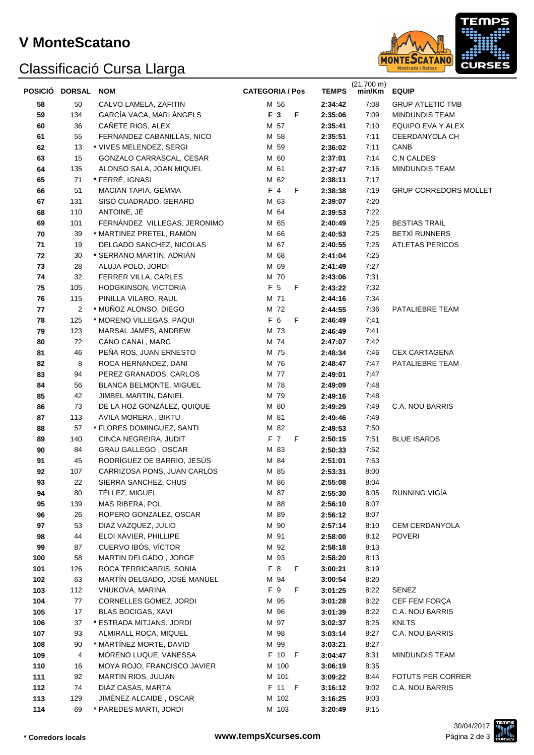# V MonteScatano

## Classificació Cursa Llarga

| POSICIÓ | DORSAL | NOM | CATEGORIA / Pos | | TEMPS | (21.700 m) min/Km | EQUIP |
|---|---|---|---|---|---|---|---|
| 58 | 50 | CALVO LAMELA, ZAFITIN | M 56 | | 2:34:42 | 7:08 | GRUP ATLETIC TMB |
| 59 | 134 | GARCÍA VACA, MARI ÀNGELS | **F 3** | **F** | 2:35:06 | 7:09 | MINDUNDIS TEAM |
| 60 | 36 | CAÑETE RIOS, ALEX | M 57 | | 2:35:41 | 7:10 | EQUIPO EVA Y ALEX |
| 61 | 55 | FERNANDEZ CABANILLAS, NICO | M 58 | | 2:35:51 | 7:11 | CEERDANYOLA CH |
| 62 | 13 | * VIVES MELENDEZ, SERGI | M 59 | | 2:36:02 | 7:11 | CANB |
| 63 | 15 | GONZALO CARRASCAL, CESAR | M 60 | | 2:37:01 | 7:14 | C.N CALDES |
| 64 | 135 | ALONSO SALA, JOAN MIQUEL | M 61 | | 2:37:47 | 7:16 | MINDUNDIS TEAM |
| 65 | 71 | * FERRÉ, IGNASI | M 62 | | 2:38:11 | 7:17 | |
| 66 | 51 | MACIAN TAPIA, GEMMA | F 4 | F | 2:38:38 | 7:19 | GRUP CORREDORS MOLLET |
| 67 | 131 | SISÓ CUADRADO, GERARD | M 63 | | 2:39:07 | 7:20 | |
| 68 | 110 | ANTOINE, JÉ | M 64 | | 2:39:53 | 7:22 | |
| 69 | 101 | FERNÁNDEZ VILLEGAS, JERONIMO | M 65 | | 2:40:49 | 7:25 | BESTIAS TRAIL |
| 70 | 39 | * MARTINEZ PRETEL, RAMÓN | M 66 | | 2:40:53 | 7:25 | BETXÍ RUNNERS |
| 71 | 19 | DELGADO SANCHEZ, NICOLAS | M 67 | | 2:40:55 | 7:25 | ATLETAS PERICOS |
| 72 | 30 | * SERRANO MARTÍN, ADRIÁN | M 68 | | 2:41:04 | 7:25 | |
| 73 | 28 | ALUJA POLO, JORDI | M 69 | | 2:41:49 | 7:27 | |
| 74 | 32 | FERRER VILLA, CARLES | M 70 | | 2:43:06 | 7:31 | |
| 75 | 105 | HODGKINSON, VICTORIA | F 5 | F | 2:43:22 | 7:32 | |
| 76 | 115 | PINILLA VILARO, RAUL | M 71 | | 2:44:16 | 7:34 | |
| 77 | 2 | * MUÑOZ ALONSO, DIEGO | M 72 | | 2:44:55 | 7:36 | PATALIEBRE TEAM |
| 78 | 125 | * MORENO VILLEGAS, PAQUI | F 6 | F | 2:46:49 | 7:41 | |
| 79 | 123 | MARSAL JAMES, ANDREW | M 73 | | 2:46:49 | 7:41 | |
| 80 | 72 | CANO CANAL, MARC | M 74 | | 2:47:07 | 7:42 | |
| 81 | 46 | PEÑA ROS, JUAN ERNESTO | M 75 | | 2:48:34 | 7:46 | CEX CARTAGENA |
| 82 | 8 | ROCA HERNANDEZ, DANI | M 76 | | 2:48:47 | 7:47 | PATALIEBRE TEAM |
| 83 | 94 | PEREZ GRANADOS, CARLOS | M 77 | | 2:49:01 | 7:47 | |
| 84 | 56 | BLANCA BELMONTE, MIGUEL | M 78 | | 2:49:09 | 7:48 | |
| 85 | 42 | JIMBEL MARTIN, DANIEL | M 79 | | 2:49:16 | 7:48 | |
| 86 | 73 | DE LA HOZ GONZÁLEZ, QUIQUE | M 80 | | 2:49:29 | 7:49 | C.A. NOU BARRIS |
| 87 | 113 | AVILA MORERA , BIKTU | M 81 | | 2:49:46 | 7:49 | |
| 88 | 57 | * FLORES DOMINGUEZ, SANTI | M 82 | | 2:49:53 | 7:50 | |
| 89 | 140 | CINCA NEGREIRA, JUDIT | F 7 | F | 2:50:15 | 7:51 | BLUE ISARDS |
| 90 | 84 | GRAU GALLEGO , OSCAR | M 83 | | 2:50:33 | 7:52 | |
| 91 | 45 | RODRÍGUEZ DE BARRIO, JESÚS | M 84 | | 2:51:01 | 7:53 | |
| 92 | 107 | CARRIZOSA PONS, JUAN CARLOS | M 85 | | 2:53:31 | 8:00 | |
| 93 | 22 | SIERRA SANCHEZ, CHUS | M 86 | | 2:55:08 | 8:04 | |
| 94 | 80 | TÉLLEZ, MIGUEL | M 87 | | 2:55:30 | 8:05 | RUNNING VIGÍA |
| 95 | 139 | MAS RIBERA, POL | M 88 | | 2:56:10 | 8:07 | |
| 96 | 26 | ROPERO GONZALEZ, OSCAR | M 89 | | 2:56:12 | 8:07 | |
| 97 | 53 | DIAZ VAZQUEZ, JULIO | M 90 | | 2:57:14 | 8:10 | CEM CERDANYOLA |
| 98 | 44 | ELOI XAVIER, PHILLIPE | M 91 | | 2:58:00 | 8:12 | POVERI |
| 99 | 87 | CUERVO IBÓS, VÍCTOR | M 92 | | 2:58:18 | 8:13 | |
| 100 | 58 | MARTIN DELGADO , JORGE | M 93 | | 2:58:20 | 8:13 | |
| 101 | 126 | ROCA TERRICABRIS, SONIA | F 8 | F | 3:00:21 | 8:19 | |
| 102 | 63 | MARTÍN DELGADO, JOSÉ MANUEL | M 94 | | 3:00:54 | 8:20 | |
| 103 | 112 | VNUKOVA, MARINA | F 9 | F | 3:01:25 | 8:22 | SENEZ |
| 104 | 77 | CORNELLES GOMEZ, JORDI | M 95 | | 3:01:28 | 8:22 | CEF FEM FORÇA |
| 105 | 17 | BLAS BOCIGAS, XAVI | M 96 | | 3:01:39 | 8:22 | C.A. NOU BARRIS |
| 106 | 37 | * ESTRADA MITJANS, JORDI | M 97 | | 3:02:37 | 8:25 | KNLTS |
| 107 | 93 | ALMIRALL ROCA, MIQUEL | M 98 | | 3:03:14 | 8:27 | C.A. NOU BARRIS |
| 108 | 90 | * MARTÍNEZ MORTE, DAVID | M 99 | | 3:03:21 | 8:27 | |
| 109 | 4 | MORENO LUQUE, VANESSA | F 10 | F | 3:04:47 | 8:31 | MINDUNDIS TEAM |
| 110 | 16 | MOYA ROJO, FRANCISCO JAVIER | M 100 | | 3:06:19 | 8:35 | |
| 111 | 92 | MARTIN RIOS, JULIAN | M 101 | | 3:09:22 | 8:44 | FOTUTS PER CORRER |
| 112 | 74 | DIAZ CASAS, MARTA | F 11 | F | 3:16:12 | 9:02 | C.A. NOU BARRIS |
| 113 | 129 | JIMÉNEZ ALCAIDE , OSCAR | M 102 | | 3:16:25 | 9:03 | |
| 114 | 69 | * PAREDES MARTI, JORDI | M 103 | | 3:20:49 | 9:15 | |

**\* Corredors locals** **www.tempsXcurses.com** 30/04/2017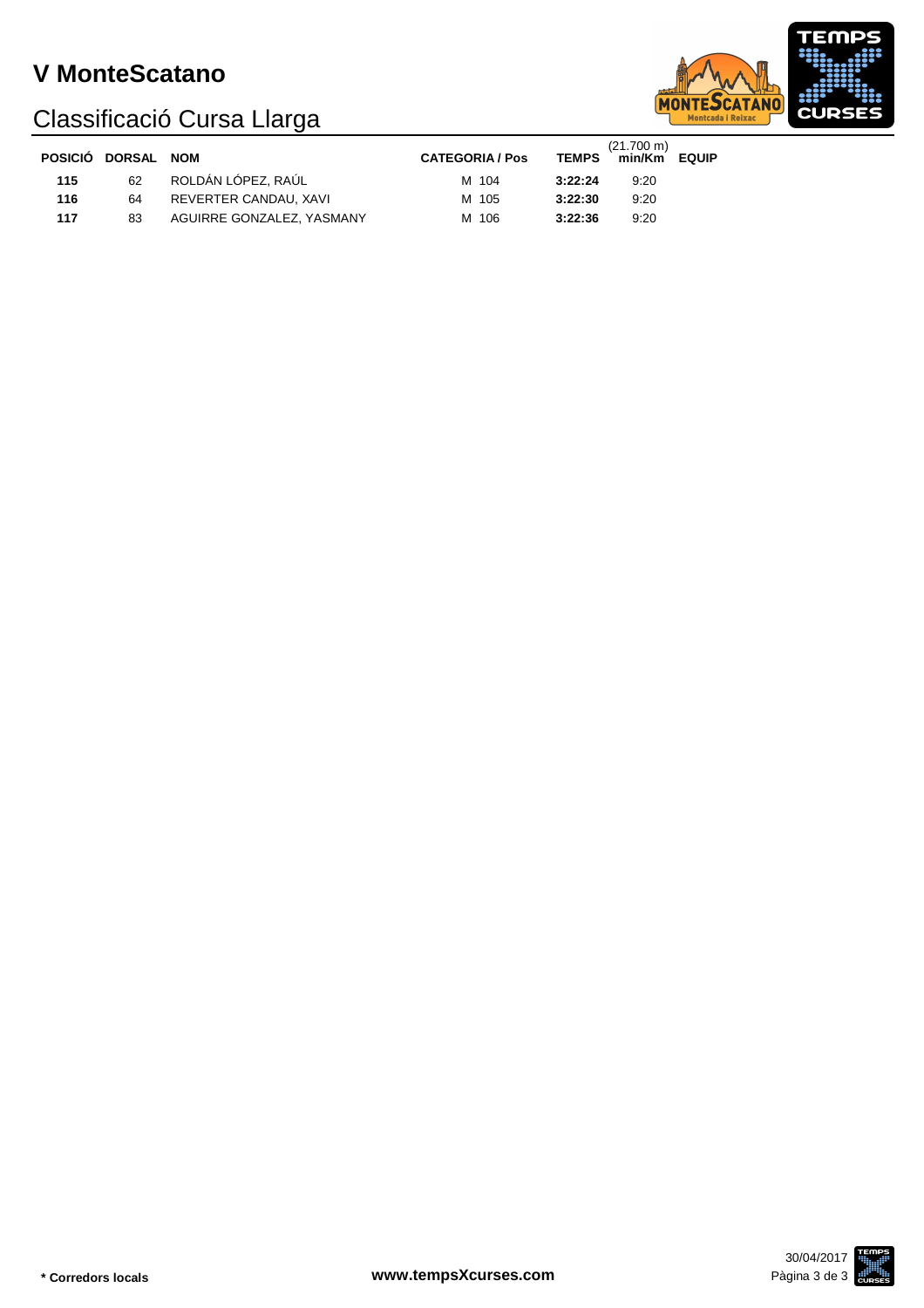# V MonteScatano

## Classificació Cursa Llarga

| POSICIÓ | DORSAL | NOM | CATEGORIA / Pos | TEMPS | (21.700 m) min/Km | EQUIP |
|---|---|---|---|---|---|---|
| **115** | 62 | ROLDÁN LÓPEZ, RAÚL | M 104 | **3:22:24** | 9:20 | |
| **116** | 64 | REVERTER CANDAU, XAVI | M 105 | **3:22:30** | 9:20 | |
| **117** | 83 | AGUIRRE GONZALEZ, YASMANY | M 106 | **3:22:36** | 9:20 | |

**\* Corredors locals**

**www.tempsXcurses.com**

30/04/2017